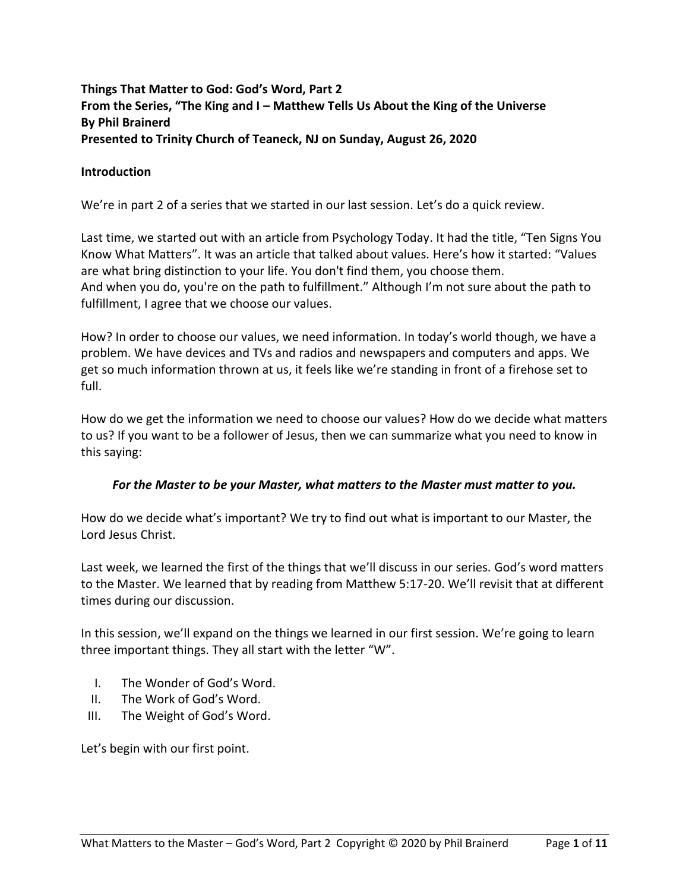**Things That Matter to God: God's Word, Part 2**
**From the Series, "The King and I – Matthew Tells Us About the King of the Universe**
**By Phil Brainerd**
**Presented to Trinity Church of Teaneck, NJ on Sunday, August 26, 2020**

## Introduction

We're in part 2 of a series that we started in our last session. Let's do a quick review.

Last time, we started out with an article from Psychology Today. It had the title, "Ten Signs You Know What Matters". It was an article that talked about values. Here's how it started: "Values are what bring distinction to your life. You don't find them, you choose them.
And when you do, you're on the path to fulfillment." Although I'm not sure about the path to fulfillment, I agree that we choose our values.

How? In order to choose our values, we need information. In today's world though, we have a problem. We have devices and TVs and radios and newspapers and computers and apps. We get so much information thrown at us, it feels like we're standing in front of a firehose set to full.

How do we get the information we need to choose our values? How do we decide what matters to us? If you want to be a follower of Jesus, then we can summarize what you need to know in this saying:

***For the Master to be your Master, what matters to the Master must matter to you.***

How do we decide what's important? We try to find out what is important to our Master, the Lord Jesus Christ.

Last week, we learned the first of the things that we'll discuss in our series. God's word matters to the Master. We learned that by reading from Matthew 5:17-20. We'll revisit that at different times during our discussion.

In this session, we'll expand on the things we learned in our first session. We're going to learn three important things. They all start with the letter "W".

I. The Wonder of God's Word.
II. The Work of God's Word.
III. The Weight of God's Word.

Let's begin with our first point.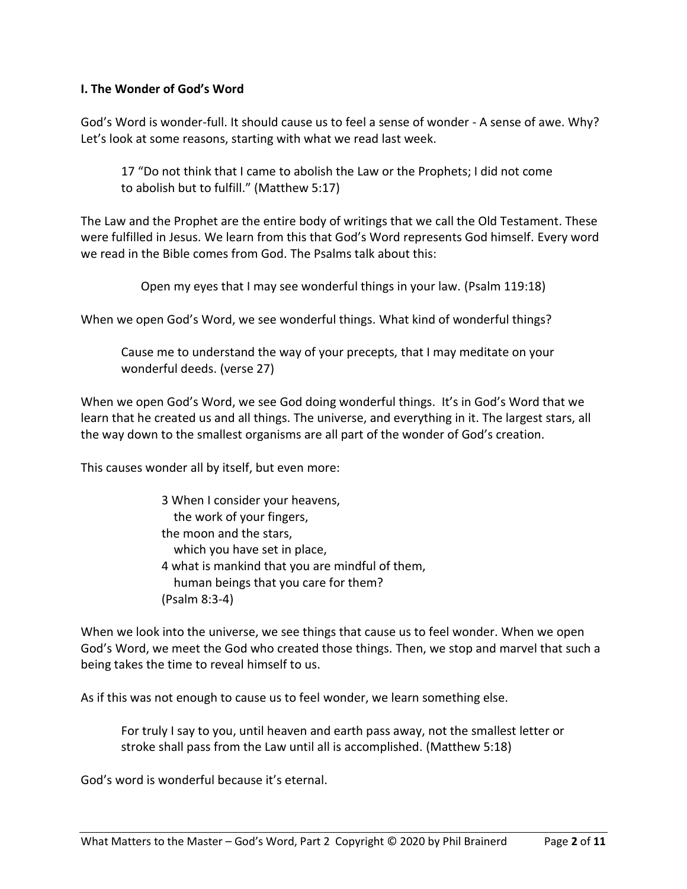**I. The Wonder of God's Word**

God's Word is wonder-full. It should cause us to feel a sense of wonder - A sense of awe. Why? Let's look at some reasons, starting with what we read last week.

> 17 "Do not think that I came to abolish the Law or the Prophets; I did not come to abolish but to fulfill." (Matthew 5:17)

The Law and the Prophet are the entire body of writings that we call the Old Testament. These were fulfilled in Jesus. We learn from this that God's Word represents God himself. Every word we read in the Bible comes from God. The Psalms talk about this:

> Open my eyes that I may see wonderful things in your law. (Psalm 119:18)

When we open God's Word, we see wonderful things. What kind of wonderful things?

> Cause me to understand the way of your precepts, that I may meditate on your wonderful deeds. (verse 27)

When we open God's Word, we see God doing wonderful things. It's in God's Word that we learn that he created us and all things. The universe, and everything in it. The largest stars, all the way down to the smallest organisms are all part of the wonder of God's creation.

This causes wonder all by itself, but even more:

> 3 When I consider your heavens,
> the work of your fingers,
> the moon and the stars,
> which you have set in place,
> 4 what is mankind that you are mindful of them,
> human beings that you care for them?
> (Psalm 8:3-4)

When we look into the universe, we see things that cause us to feel wonder. When we open God's Word, we meet the God who created those things. Then, we stop and marvel that such a being takes the time to reveal himself to us.

As if this was not enough to cause us to feel wonder, we learn something else.

> For truly I say to you, until heaven and earth pass away, not the smallest letter or stroke shall pass from the Law until all is accomplished. (Matthew 5:18)

God's word is wonderful because it's eternal.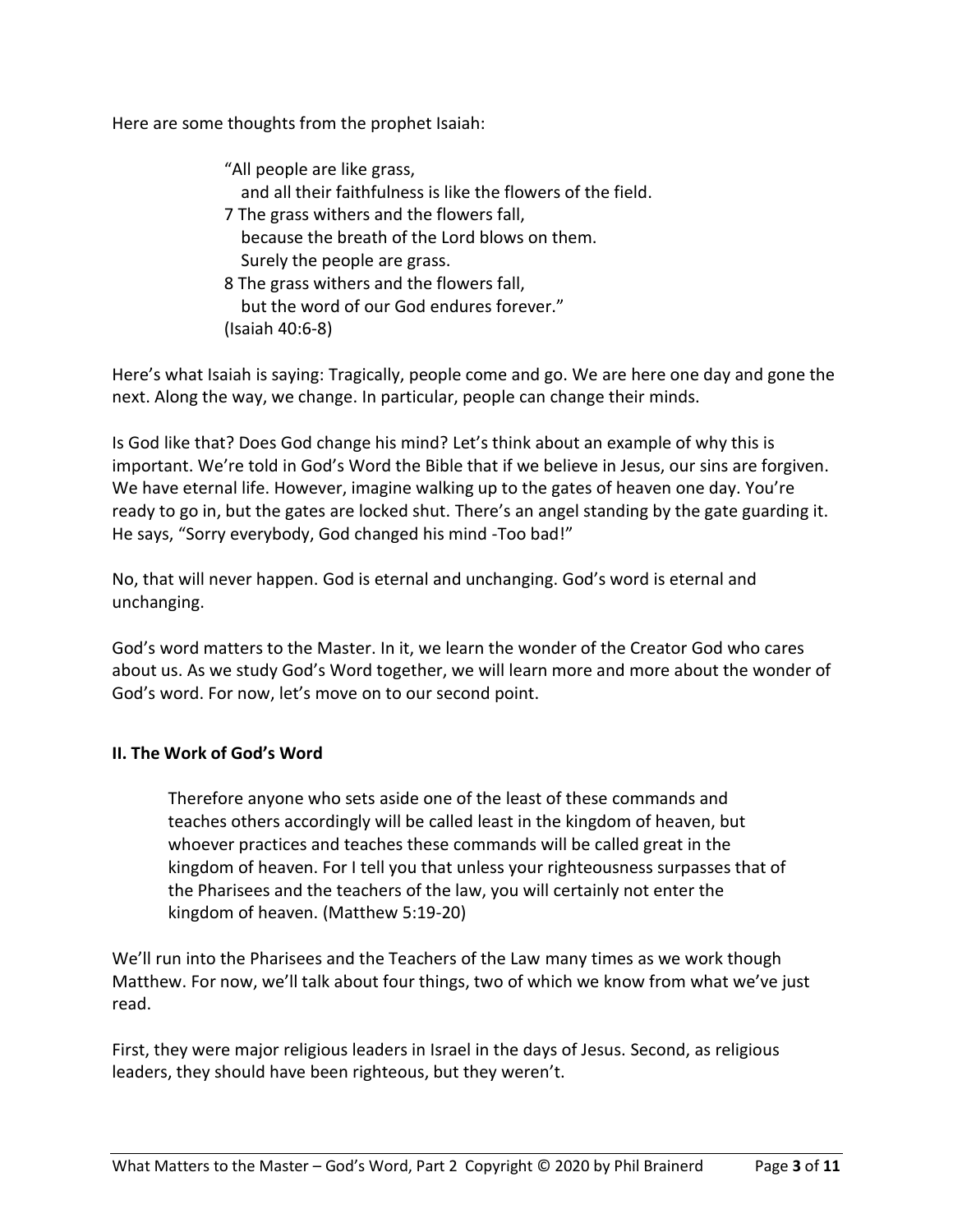Here are some thoughts from the prophet Isaiah:

> "All people are like grass,
> and all their faithfulness is like the flowers of the field.
> 7 The grass withers and the flowers fall,
> because the breath of the Lord blows on them.
> Surely the people are grass.
> 8 The grass withers and the flowers fall,
> but the word of our God endures forever."
> (Isaiah 40:6-8)

Here's what Isaiah is saying: Tragically, people come and go. We are here one day and gone the next. Along the way, we change. In particular, people can change their minds.

Is God like that? Does God change his mind? Let's think about an example of why this is important. We're told in God's Word the Bible that if we believe in Jesus, our sins are forgiven. We have eternal life. However, imagine walking up to the gates of heaven one day. You're ready to go in, but the gates are locked shut. There's an angel standing by the gate guarding it. He says, "Sorry everybody, God changed his mind -Too bad!"

No, that will never happen. God is eternal and unchanging. God's word is eternal and unchanging.

God's word matters to the Master. In it, we learn the wonder of the Creator God who cares about us. As we study God's Word together, we will learn more and more about the wonder of God's word. For now, let's move on to our second point.

**II. The Work of God's Word**

> Therefore anyone who sets aside one of the least of these commands and teaches others accordingly will be called least in the kingdom of heaven, but whoever practices and teaches these commands will be called great in the kingdom of heaven. For I tell you that unless your righteousness surpasses that of the Pharisees and the teachers of the law, you will certainly not enter the kingdom of heaven. (Matthew 5:19-20)

We'll run into the Pharisees and the Teachers of the Law many times as we work though Matthew. For now, we'll talk about four things, two of which we know from what we've just read.

First, they were major religious leaders in Israel in the days of Jesus. Second, as religious leaders, they should have been righteous, but they weren't.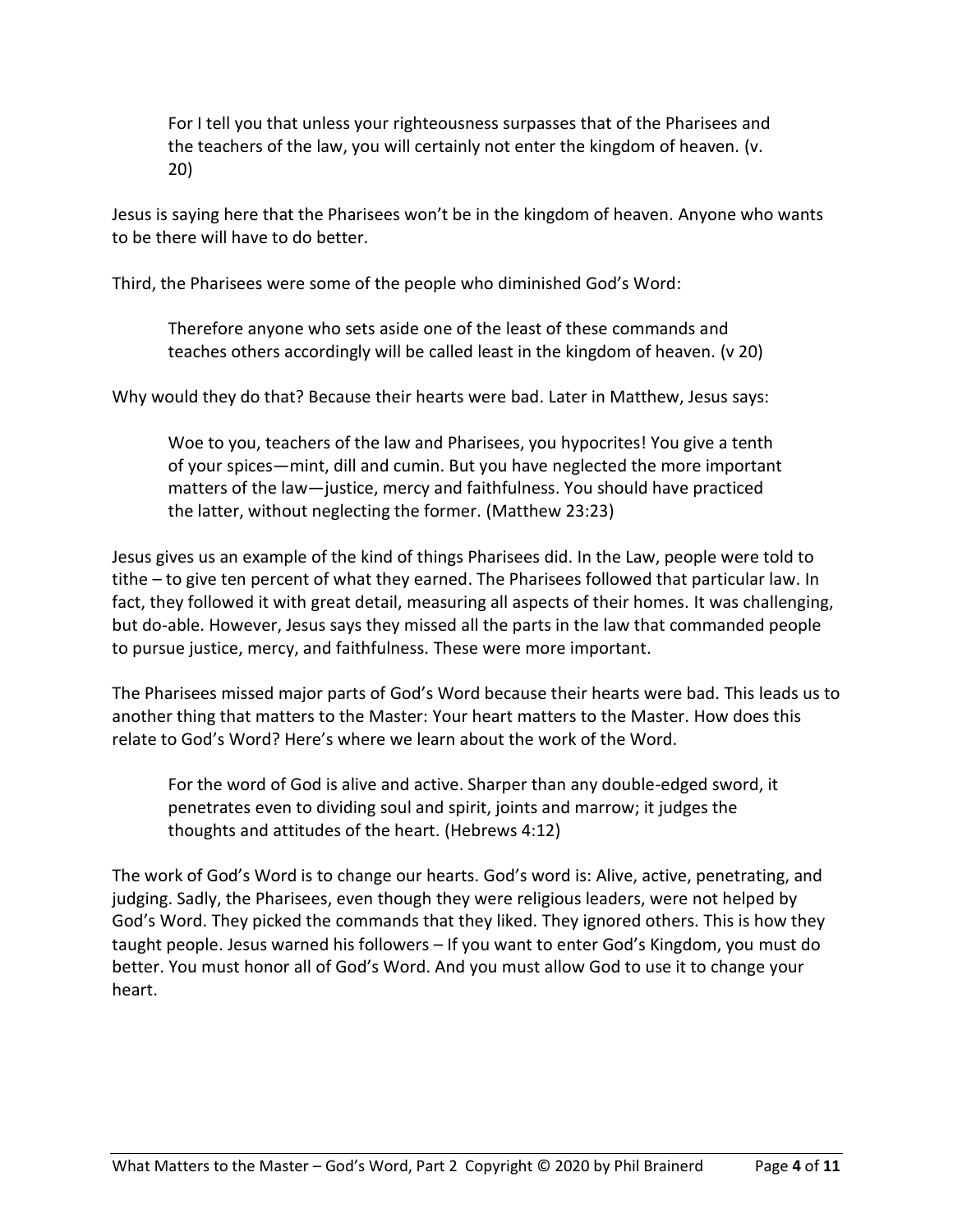> For I tell you that unless your righteousness surpasses that of the Pharisees and the teachers of the law, you will certainly not enter the kingdom of heaven. (v. 20)

Jesus is saying here that the Pharisees won't be in the kingdom of heaven. Anyone who wants to be there will have to do better.

Third, the Pharisees were some of the people who diminished God's Word:

> Therefore anyone who sets aside one of the least of these commands and teaches others accordingly will be called least in the kingdom of heaven. (v 20)

Why would they do that? Because their hearts were bad. Later in Matthew, Jesus says:

> Woe to you, teachers of the law and Pharisees, you hypocrites! You give a tenth of your spices—mint, dill and cumin. But you have neglected the more important matters of the law—justice, mercy and faithfulness. You should have practiced the latter, without neglecting the former. (Matthew 23:23)

Jesus gives us an example of the kind of things Pharisees did. In the Law, people were told to tithe – to give ten percent of what they earned. The Pharisees followed that particular law. In fact, they followed it with great detail, measuring all aspects of their homes. It was challenging, but do-able. However, Jesus says they missed all the parts in the law that commanded people to pursue justice, mercy, and faithfulness. These were more important.

The Pharisees missed major parts of God's Word because their hearts were bad. This leads us to another thing that matters to the Master: Your heart matters to the Master. How does this relate to God's Word? Here's where we learn about the work of the Word.

> For the word of God is alive and active. Sharper than any double-edged sword, it penetrates even to dividing soul and spirit, joints and marrow; it judges the thoughts and attitudes of the heart. (Hebrews 4:12)

The work of God's Word is to change our hearts. God's word is: Alive, active, penetrating, and judging. Sadly, the Pharisees, even though they were religious leaders, were not helped by God's Word. They picked the commands that they liked. They ignored others. This is how they taught people. Jesus warned his followers – If you want to enter God's Kingdom, you must do better. You must honor all of God's Word. And you must allow God to use it to change your heart.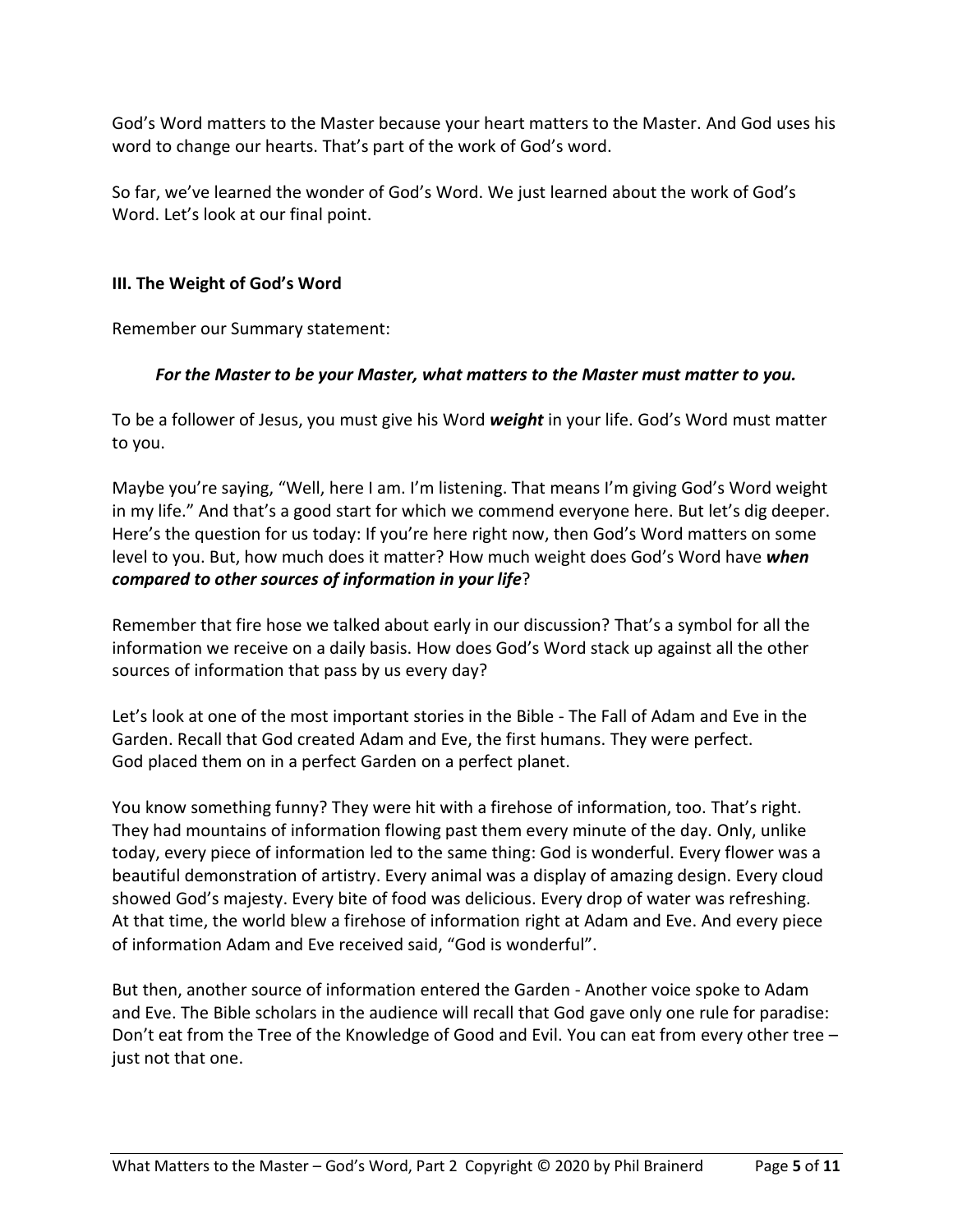God's Word matters to the Master because your heart matters to the Master. And God uses his word to change our hearts. That's part of the work of God's word.

So far, we've learned the wonder of God's Word. We just learned about the work of God's Word. Let's look at our final point.

### III. The Weight of God's Word

Remember our Summary statement:

***For the Master to be your Master, what matters to the Master must matter to you.***

To be a follower of Jesus, you must give his Word ***weight*** in your life. God's Word must matter to you.

Maybe you're saying, "Well, here I am. I'm listening. That means I'm giving God's Word weight in my life." And that's a good start for which we commend everyone here. But let's dig deeper. Here's the question for us today: If you're here right now, then God's Word matters on some level to you. But, how much does it matter? How much weight does God's Word have ***when compared to other sources of information in your life***?

Remember that fire hose we talked about early in our discussion? That's a symbol for all the information we receive on a daily basis. How does God's Word stack up against all the other sources of information that pass by us every day?

Let's look at one of the most important stories in the Bible - The Fall of Adam and Eve in the Garden. Recall that God created Adam and Eve, the first humans. They were perfect. God placed them on in a perfect Garden on a perfect planet.

You know something funny? They were hit with a firehose of information, too. That's right. They had mountains of information flowing past them every minute of the day. Only, unlike today, every piece of information led to the same thing: God is wonderful. Every flower was a beautiful demonstration of artistry. Every animal was a display of amazing design. Every cloud showed God's majesty. Every bite of food was delicious. Every drop of water was refreshing. At that time, the world blew a firehose of information right at Adam and Eve. And every piece of information Adam and Eve received said, "God is wonderful".

But then, another source of information entered the Garden - Another voice spoke to Adam and Eve. The Bible scholars in the audience will recall that God gave only one rule for paradise: Don't eat from the Tree of the Knowledge of Good and Evil. You can eat from every other tree – just not that one.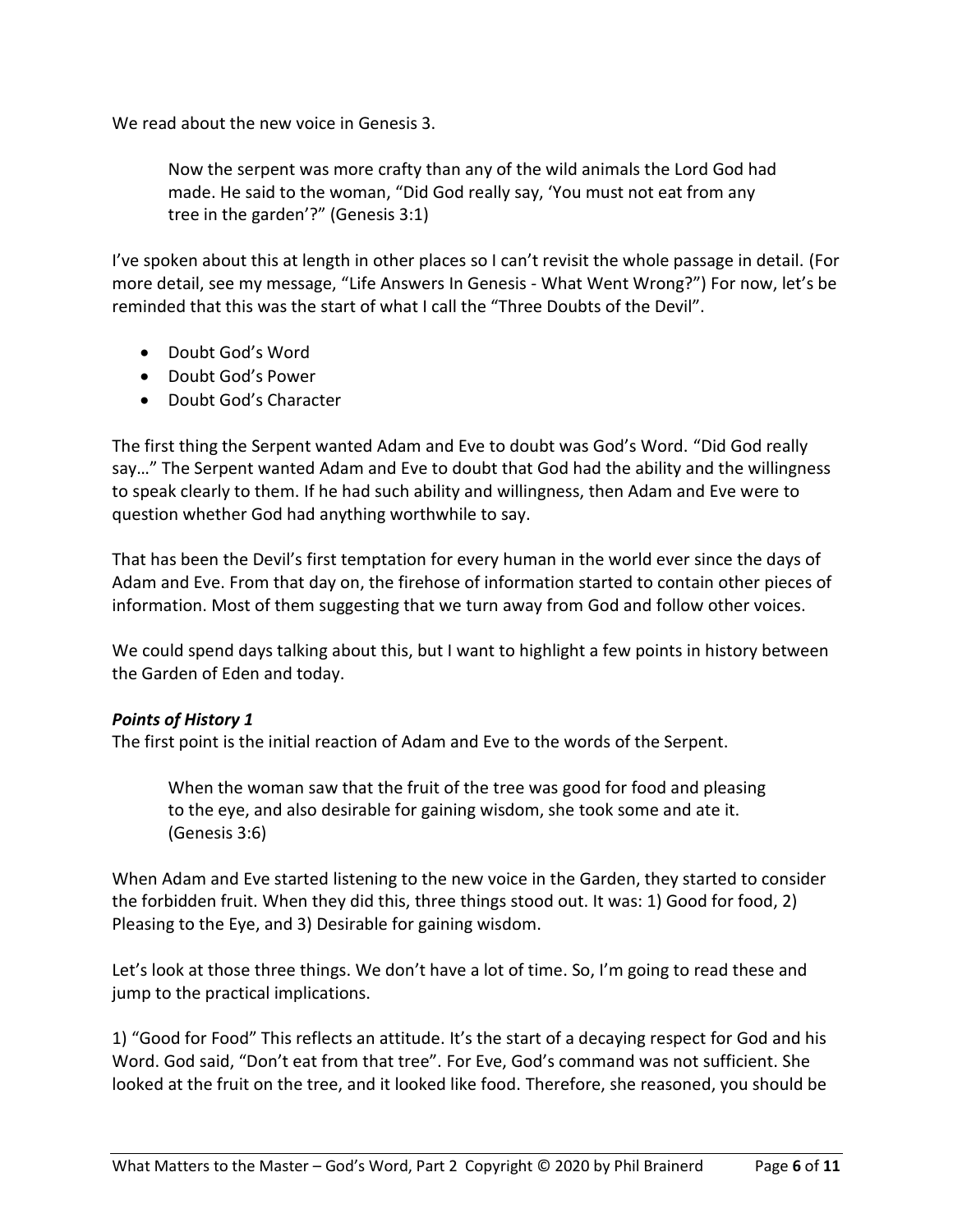We read about the new voice in Genesis 3.

> Now the serpent was more crafty than any of the wild animals the Lord God had made. He said to the woman, "Did God really say, 'You must not eat from any tree in the garden'?" (Genesis 3:1)

I've spoken about this at length in other places so I can't revisit the whole passage in detail. (For more detail, see my message, "Life Answers In Genesis - What Went Wrong?") For now, let's be reminded that this was the start of what I call the "Three Doubts of the Devil".

- Doubt God's Word
- Doubt God's Power
- Doubt God's Character

The first thing the Serpent wanted Adam and Eve to doubt was God's Word. "Did God really say…" The Serpent wanted Adam and Eve to doubt that God had the ability and the willingness to speak clearly to them. If he had such ability and willingness, then Adam and Eve were to question whether God had anything worthwhile to say.

That has been the Devil's first temptation for every human in the world ever since the days of Adam and Eve. From that day on, the firehose of information started to contain other pieces of information. Most of them suggesting that we turn away from God and follow other voices.

We could spend days talking about this, but I want to highlight a few points in history between the Garden of Eden and today.

***Points of History 1***

The first point is the initial reaction of Adam and Eve to the words of the Serpent.

> When the woman saw that the fruit of the tree was good for food and pleasing to the eye, and also desirable for gaining wisdom, she took some and ate it. (Genesis 3:6)

When Adam and Eve started listening to the new voice in the Garden, they started to consider the forbidden fruit. When they did this, three things stood out. It was: 1) Good for food, 2) Pleasing to the Eye, and 3) Desirable for gaining wisdom.

Let's look at those three things. We don't have a lot of time. So, I'm going to read these and jump to the practical implications.

1) "Good for Food" This reflects an attitude. It's the start of a decaying respect for God and his Word. God said, "Don't eat from that tree". For Eve, God's command was not sufficient. She looked at the fruit on the tree, and it looked like food. Therefore, she reasoned, you should be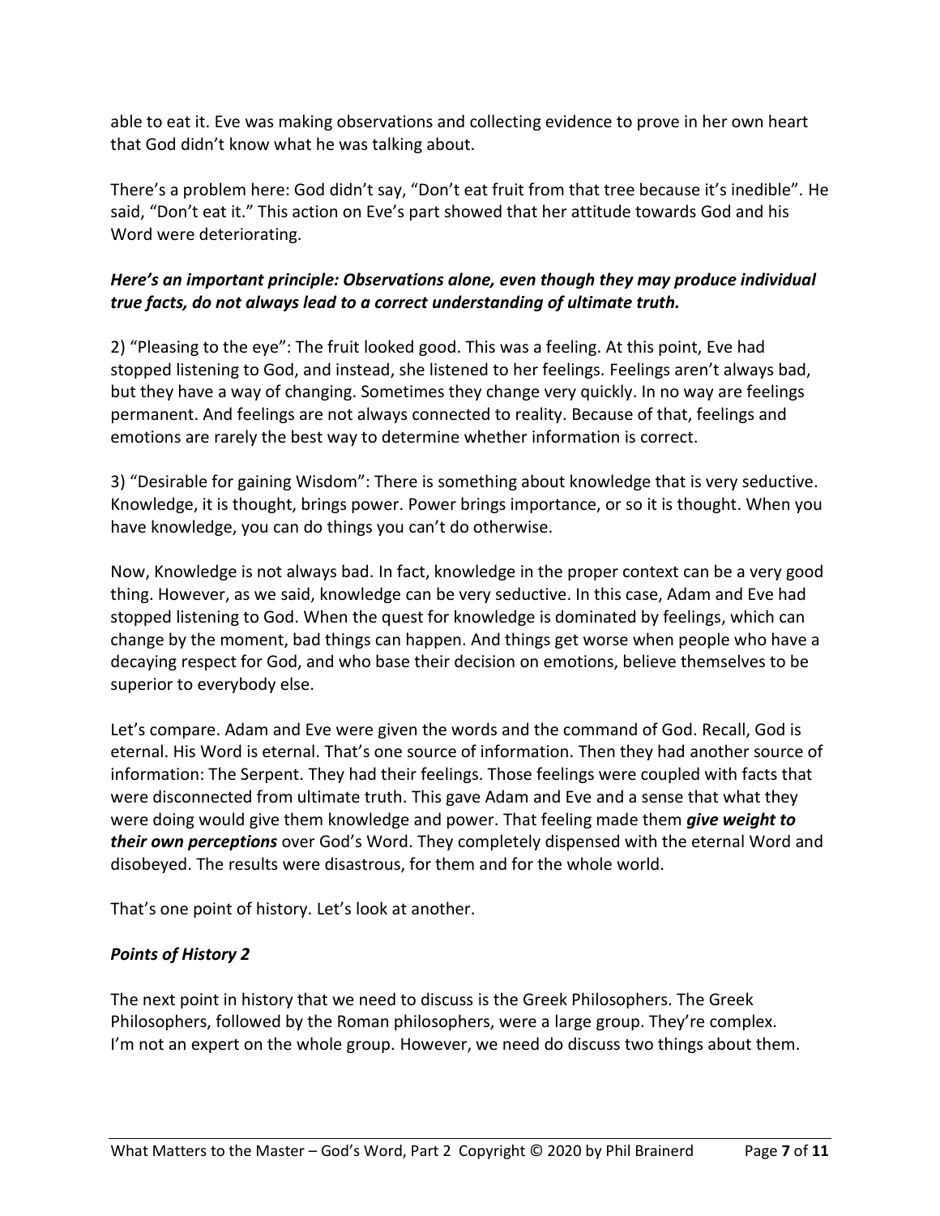able to eat it. Eve was making observations and collecting evidence to prove in her own heart that God didn't know what he was talking about.

There's a problem here: God didn't say, "Don't eat fruit from that tree because it's inedible". He said, "Don't eat it." This action on Eve's part showed that her attitude towards God and his Word were deteriorating.

***Here's an important principle: Observations alone, even though they may produce individual true facts, do not always lead to a correct understanding of ultimate truth.***

2) "Pleasing to the eye": The fruit looked good. This was a feeling. At this point, Eve had stopped listening to God, and instead, she listened to her feelings. Feelings aren't always bad, but they have a way of changing. Sometimes they change very quickly. In no way are feelings permanent. And feelings are not always connected to reality. Because of that, feelings and emotions are rarely the best way to determine whether information is correct.

3) "Desirable for gaining Wisdom": There is something about knowledge that is very seductive. Knowledge, it is thought, brings power. Power brings importance, or so it is thought. When you have knowledge, you can do things you can't do otherwise.

Now, Knowledge is not always bad. In fact, knowledge in the proper context can be a very good thing. However, as we said, knowledge can be very seductive. In this case, Adam and Eve had stopped listening to God. When the quest for knowledge is dominated by feelings, which can change by the moment, bad things can happen. And things get worse when people who have a decaying respect for God, and who base their decision on emotions, believe themselves to be superior to everybody else.

Let's compare. Adam and Eve were given the words and the command of God. Recall, God is eternal. His Word is eternal. That's one source of information. Then they had another source of information: The Serpent. They had their feelings. Those feelings were coupled with facts that were disconnected from ultimate truth. This gave Adam and Eve and a sense that what they were doing would give them knowledge and power. That feeling made them ***give weight to their own perceptions*** over God's Word. They completely dispensed with the eternal Word and disobeyed. The results were disastrous, for them and for the whole world.

That's one point of history. Let's look at another.

### *Points of History 2*

The next point in history that we need to discuss is the Greek Philosophers. The Greek Philosophers, followed by the Roman philosophers, were a large group. They're complex. I'm not an expert on the whole group. However, we need do discuss two things about them.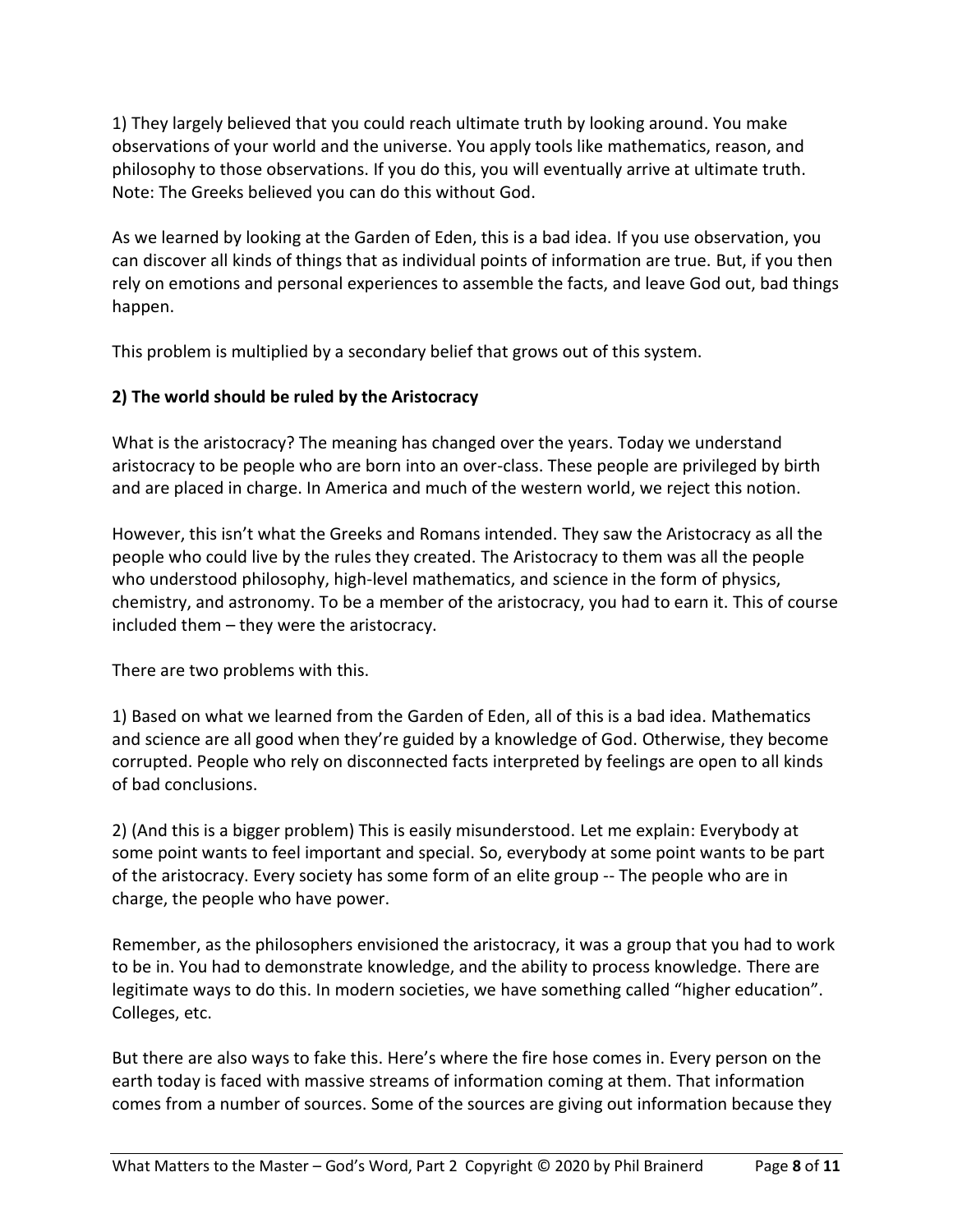1) They largely believed that you could reach ultimate truth by looking around. You make observations of your world and the universe. You apply tools like mathematics, reason, and philosophy to those observations. If you do this, you will eventually arrive at ultimate truth. Note: The Greeks believed you can do this without God.

As we learned by looking at the Garden of Eden, this is a bad idea. If you use observation, you can discover all kinds of things that as individual points of information are true. But, if you then rely on emotions and personal experiences to assemble the facts, and leave God out, bad things happen.

This problem is multiplied by a secondary belief that grows out of this system.

**2) The world should be ruled by the Aristocracy**

What is the aristocracy? The meaning has changed over the years. Today we understand aristocracy to be people who are born into an over-class. These people are privileged by birth and are placed in charge. In America and much of the western world, we reject this notion.

However, this isn't what the Greeks and Romans intended. They saw the Aristocracy as all the people who could live by the rules they created. The Aristocracy to them was all the people who understood philosophy, high-level mathematics, and science in the form of physics, chemistry, and astronomy. To be a member of the aristocracy, you had to earn it. This of course included them – they were the aristocracy.

There are two problems with this.

1) Based on what we learned from the Garden of Eden, all of this is a bad idea. Mathematics and science are all good when they're guided by a knowledge of God. Otherwise, they become corrupted. People who rely on disconnected facts interpreted by feelings are open to all kinds of bad conclusions.

2) (And this is a bigger problem) This is easily misunderstood. Let me explain: Everybody at some point wants to feel important and special. So, everybody at some point wants to be part of the aristocracy. Every society has some form of an elite group -- The people who are in charge, the people who have power.

Remember, as the philosophers envisioned the aristocracy, it was a group that you had to work to be in. You had to demonstrate knowledge, and the ability to process knowledge. There are legitimate ways to do this. In modern societies, we have something called "higher education". Colleges, etc.

But there are also ways to fake this. Here's where the fire hose comes in. Every person on the earth today is faced with massive streams of information coming at them. That information comes from a number of sources. Some of the sources are giving out information because they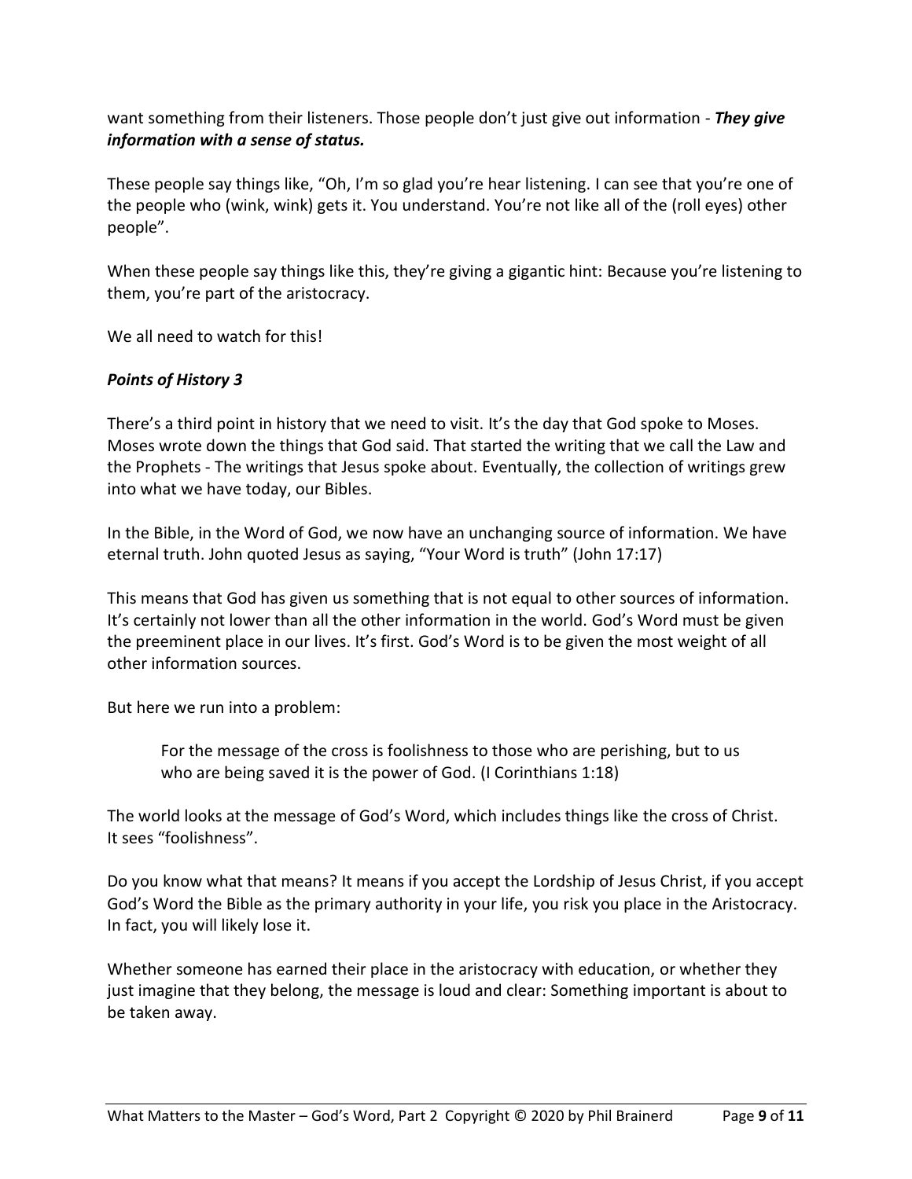want something from their listeners. Those people don't just give out information - ***They give information with a sense of status.***

These people say things like, "Oh, I'm so glad you're hear listening. I can see that you're one of the people who (wink, wink) gets it. You understand. You're not like all of the (roll eyes) other people".

When these people say things like this, they're giving a gigantic hint: Because you're listening to them, you're part of the aristocracy.

We all need to watch for this!

***Points of History 3***

There's a third point in history that we need to visit. It's the day that God spoke to Moses. Moses wrote down the things that God said. That started the writing that we call the Law and the Prophets - The writings that Jesus spoke about. Eventually, the collection of writings grew into what we have today, our Bibles.

In the Bible, in the Word of God, we now have an unchanging source of information. We have eternal truth. John quoted Jesus as saying, "Your Word is truth" (John 17:17)

This means that God has given us something that is not equal to other sources of information. It's certainly not lower than all the other information in the world. God's Word must be given the preeminent place in our lives. It's first. God's Word is to be given the most weight of all other information sources.

But here we run into a problem:

> For the message of the cross is foolishness to those who are perishing, but to us who are being saved it is the power of God. (I Corinthians 1:18)

The world looks at the message of God's Word, which includes things like the cross of Christ. It sees "foolishness".

Do you know what that means? It means if you accept the Lordship of Jesus Christ, if you accept God's Word the Bible as the primary authority in your life, you risk you place in the Aristocracy. In fact, you will likely lose it.

Whether someone has earned their place in the aristocracy with education, or whether they just imagine that they belong, the message is loud and clear: Something important is about to be taken away.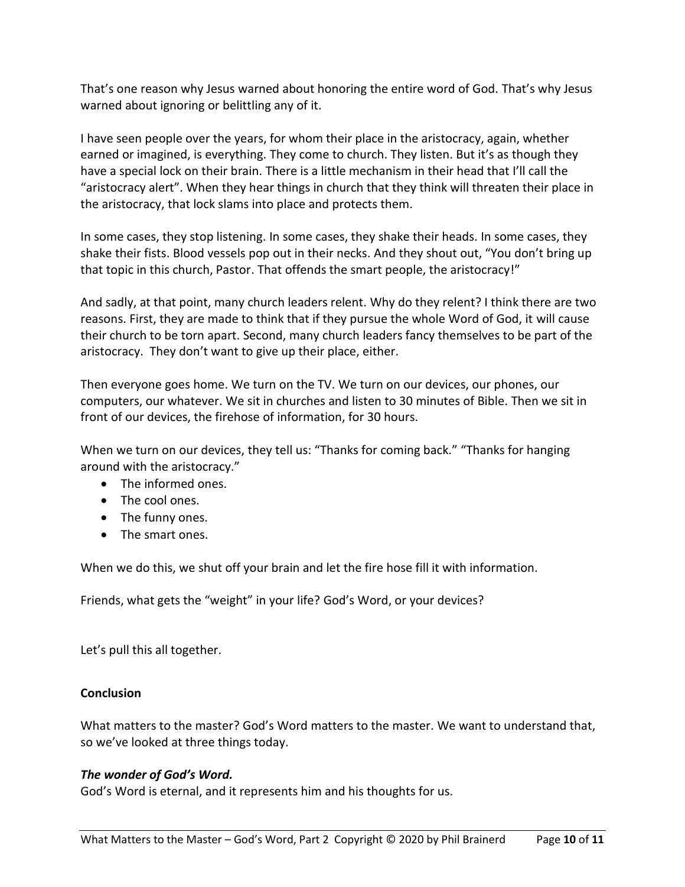That's one reason why Jesus warned about honoring the entire word of God. That's why Jesus warned about ignoring or belittling any of it.

I have seen people over the years, for whom their place in the aristocracy, again, whether earned or imagined, is everything. They come to church. They listen. But it's as though they have a special lock on their brain. There is a little mechanism in their head that I'll call the "aristocracy alert". When they hear things in church that they think will threaten their place in the aristocracy, that lock slams into place and protects them.

In some cases, they stop listening. In some cases, they shake their heads. In some cases, they shake their fists. Blood vessels pop out in their necks. And they shout out, "You don't bring up that topic in this church, Pastor. That offends the smart people, the aristocracy!"

And sadly, at that point, many church leaders relent. Why do they relent? I think there are two reasons. First, they are made to think that if they pursue the whole Word of God, it will cause their church to be torn apart. Second, many church leaders fancy themselves to be part of the aristocracy. They don't want to give up their place, either.

Then everyone goes home. We turn on the TV. We turn on our devices, our phones, our computers, our whatever. We sit in churches and listen to 30 minutes of Bible. Then we sit in front of our devices, the firehose of information, for 30 hours.

When we turn on our devices, they tell us: "Thanks for coming back." "Thanks for hanging around with the aristocracy."

- The informed ones.
- The cool ones.
- The funny ones.
- The smart ones.

When we do this, we shut off your brain and let the fire hose fill it with information.

Friends, what gets the "weight" in your life? God's Word, or your devices?

Let's pull this all together.

**Conclusion**

What matters to the master? God's Word matters to the master. We want to understand that, so we've looked at three things today.

***The wonder of God's Word.***
God's Word is eternal, and it represents him and his thoughts for us.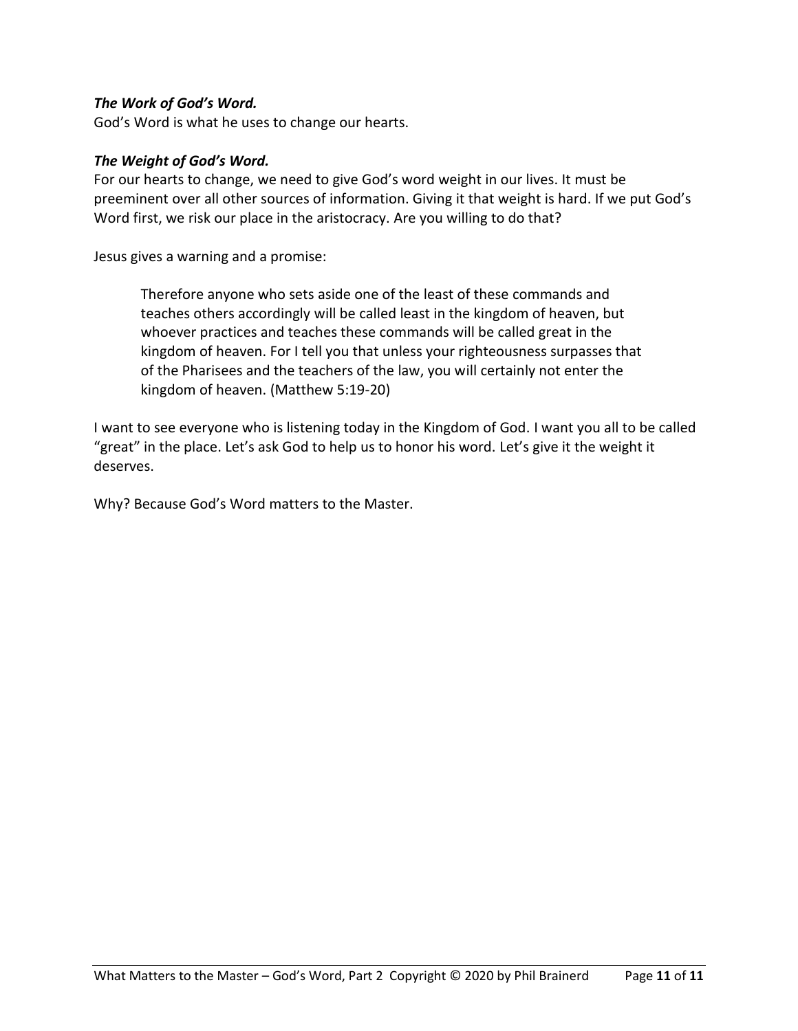***The Work of God's Word.***

God's Word is what he uses to change our hearts.

***The Weight of God's Word.***

For our hearts to change, we need to give God's word weight in our lives. It must be preeminent over all other sources of information. Giving it that weight is hard. If we put God's Word first, we risk our place in the aristocracy. Are you willing to do that?

Jesus gives a warning and a promise:

> Therefore anyone who sets aside one of the least of these commands and teaches others accordingly will be called least in the kingdom of heaven, but whoever practices and teaches these commands will be called great in the kingdom of heaven. For I tell you that unless your righteousness surpasses that of the Pharisees and the teachers of the law, you will certainly not enter the kingdom of heaven. (Matthew 5:19-20)

I want to see everyone who is listening today in the Kingdom of God. I want you all to be called "great" in the place. Let's ask God to help us to honor his word. Let's give it the weight it deserves.

Why? Because God's Word matters to the Master.